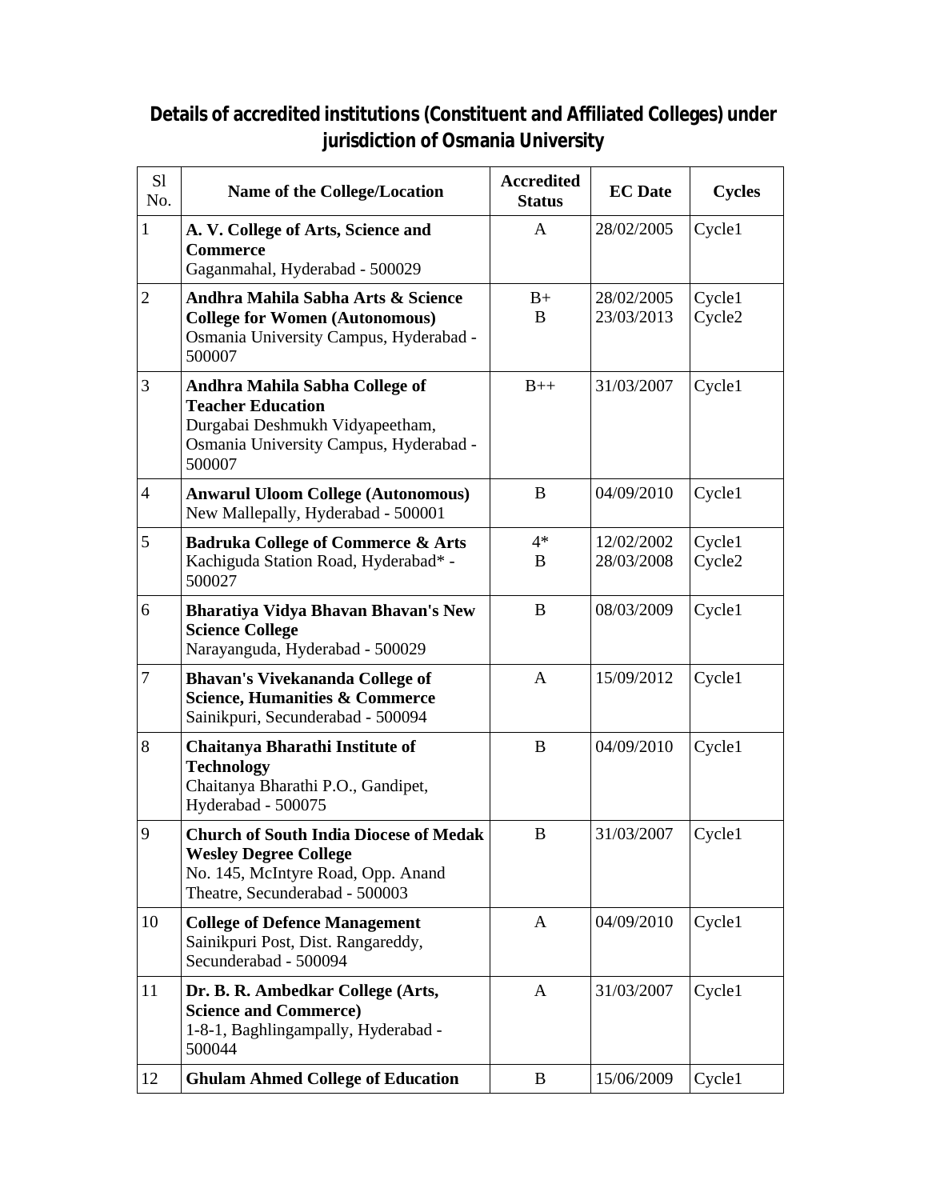# Details of accredited institutions (Constituent and Affiliated Colleges) under jurisdiction of Osmania University

| Sl No. | Name of the College/Location | Accredited Status | EC Date | Cycles |
|---|---|---|---|---|
| 1 | **A. V. College of Arts, Science and Commerce** Gaganmahal, Hyderabad - 500029 | A | 28/02/2005 | Cycle1 |
| 2 | **Andhra Mahila Sabha Arts & Science College for Women (Autonomous)** Osmania University Campus, Hyderabad - 500007 | B+<br>B | 28/02/2005<br>23/03/2013 | Cycle1<br>Cycle2 |
| 3 | **Andhra Mahila Sabha College of Teacher Education** Durgabai Deshmukh Vidyapeetham, Osmania University Campus, Hyderabad - 500007 | B++ | 31/03/2007 | Cycle1 |
| 4 | **Anwarul Uloom College (Autonomous)** New Mallepally, Hyderabad - 500001 | B | 04/09/2010 | Cycle1 |
| 5 | **Badruka College of Commerce & Arts** Kachiguda Station Road, Hyderabad* - 500027 | 4*<br>B | 12/02/2002<br>28/03/2008 | Cycle1<br>Cycle2 |
| 6 | **Bharatiya Vidya Bhavan Bhavan's New Science College** Narayanguda, Hyderabad - 500029 | B | 08/03/2009 | Cycle1 |
| 7 | **Bhavan's Vivekananda College of Science, Humanities & Commerce** Sainikpuri, Secunderabad - 500094 | A | 15/09/2012 | Cycle1 |
| 8 | **Chaitanya Bharathi Institute of Technology** Chaitanya Bharathi P.O., Gandipet, Hyderabad - 500075 | B | 04/09/2010 | Cycle1 |
| 9 | **Church of South India Diocese of Medak Wesley Degree College** No. 145, McIntyre Road, Opp. Anand Theatre, Secunderabad - 500003 | B | 31/03/2007 | Cycle1 |
| 10 | **College of Defence Management** Sainikpuri Post, Dist. Rangareddy, Secunderabad - 500094 | A | 04/09/2010 | Cycle1 |
| 11 | **Dr. B. R. Ambedkar College (Arts, Science and Commerce)** 1-8-1, Baghlingampally, Hyderabad - 500044 | A | 31/03/2007 | Cycle1 |
| 12 | **Ghulam Ahmed College of Education** | B | 15/06/2009 | Cycle1 |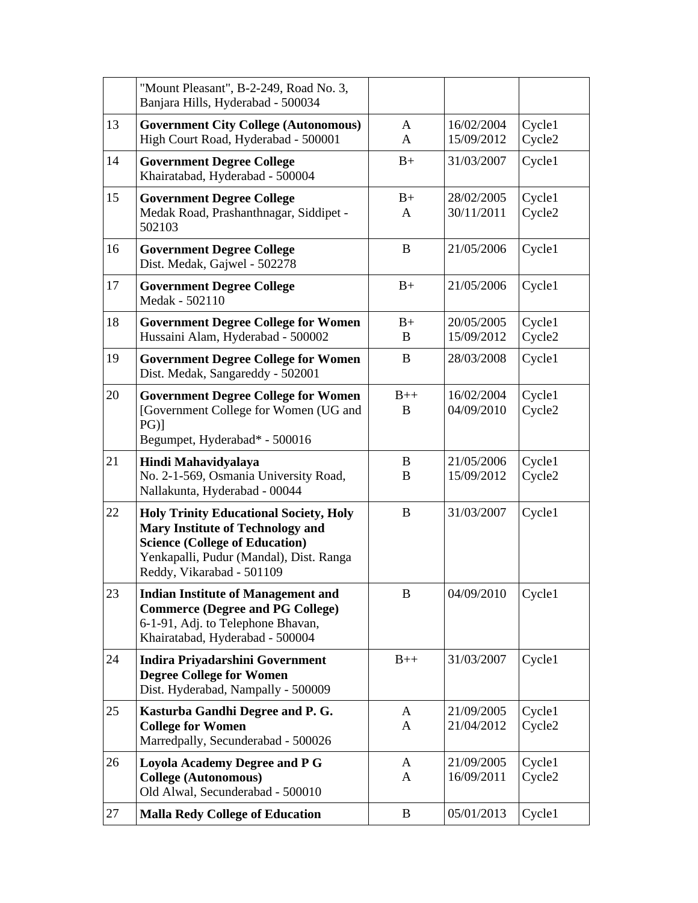| | | | | |
|---|---|---|---|---|
| | "Mount Pleasant", B-2-249, Road No. 3, Banjara Hills, Hyderabad - 500034 | | | |
| 13 | **Government City College (Autonomous)** High Court Road, Hyderabad - 500001 | A<br>A | 16/02/2004<br>15/09/2012 | Cycle1<br>Cycle2 |
| 14 | **Government Degree College** Khairatabad, Hyderabad - 500004 | B+ | 31/03/2007 | Cycle1 |
| 15 | **Government Degree College** Medak Road, Prashanthnagar, Siddipet - 502103 | B+<br>A | 28/02/2005<br>30/11/2011 | Cycle1<br>Cycle2 |
| 16 | **Government Degree College** Dist. Medak, Gajwel - 502278 | B | 21/05/2006 | Cycle1 |
| 17 | **Government Degree College** Medak - 502110 | B+ | 21/05/2006 | Cycle1 |
| 18 | **Government Degree College for Women** Hussaini Alam, Hyderabad - 500002 | B+<br>B | 20/05/2005<br>15/09/2012 | Cycle1<br>Cycle2 |
| 19 | **Government Degree College for Women** Dist. Medak, Sangareddy - 502001 | B | 28/03/2008 | Cycle1 |
| 20 | **Government Degree College for Women** [Government College for Women (UG and PG)] Begumpet, Hyderabad* - 500016 | B++<br>B | 16/02/2004<br>04/09/2010 | Cycle1<br>Cycle2 |
| 21 | **Hindi Mahavidyalaya** No. 2-1-569, Osmania University Road, Nallakunta, Hyderabad - 00044 | B<br>B | 21/05/2006<br>15/09/2012 | Cycle1<br>Cycle2 |
| 22 | **Holy Trinity Educational Society, Holy Mary Institute of Technology and Science (College of Education)** Yenkapalli, Pudur (Mandal), Dist. Ranga Reddy, Vikarabad - 501109 | B | 31/03/2007 | Cycle1 |
| 23 | **Indian Institute of Management and Commerce (Degree and PG College)** 6-1-91, Adj. to Telephone Bhavan, Khairatabad, Hyderabad - 500004 | B | 04/09/2010 | Cycle1 |
| 24 | **Indira Priyadarshini Government Degree College for Women** Dist. Hyderabad, Nampally - 500009 | B++ | 31/03/2007 | Cycle1 |
| 25 | **Kasturba Gandhi Degree and P. G. College for Women** Marredpally, Secunderabad - 500026 | A<br>A | 21/09/2005<br>21/04/2012 | Cycle1<br>Cycle2 |
| 26 | **Loyola Academy Degree and P G College (Autonomous)** Old Alwal, Secunderabad - 500010 | A<br>A | 21/09/2005<br>16/09/2011 | Cycle1<br>Cycle2 |
| 27 | **Malla Redy College of Education** | B | 05/01/2013 | Cycle1 |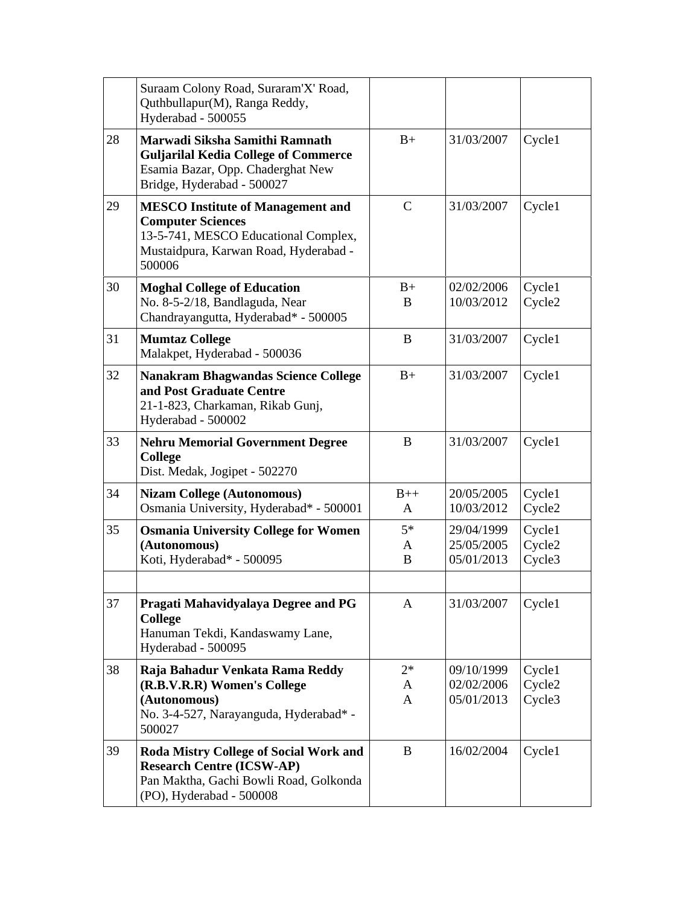| | | | | |
|---|---|---|---|---|
| | Suraam Colony Road, Suraram'X' Road, Quthbullapur(M), Ranga Reddy, Hyderabad - 500055 | | | |
| 28 | **Marwadi Siksha Samithi Ramnath Guljarilal Kedia College of Commerce** Esamia Bazar, Opp. Chaderghat New Bridge, Hyderabad - 500027 | B+ | 31/03/2007 | Cycle1 |
| 29 | **MESCO Institute of Management and Computer Sciences** 13-5-741, MESCO Educational Complex, Mustaidpura, Karwan Road, Hyderabad - 500006 | C | 31/03/2007 | Cycle1 |
| 30 | **Moghal College of Education** No. 8-5-2/18, Bandlaguda, Near Chandrayangutta, Hyderabad* - 500005 | B+<br>B | 02/02/2006<br>10/03/2012 | Cycle1<br>Cycle2 |
| 31 | **Mumtaz College** Malakpet, Hyderabad - 500036 | B | 31/03/2007 | Cycle1 |
| 32 | **Nanakram Bhagwandas Science College and Post Graduate Centre** 21-1-823, Charkaman, Rikab Gunj, Hyderabad - 500002 | B+ | 31/03/2007 | Cycle1 |
| 33 | **Nehru Memorial Government Degree College** Dist. Medak, Jogipet - 502270 | B | 31/03/2007 | Cycle1 |
| 34 | **Nizam College (Autonomous)** Osmania University, Hyderabad* - 500001 | B++<br>A | 20/05/2005<br>10/03/2012 | Cycle1<br>Cycle2 |
| 35 | **Osmania University College for Women (Autonomous)** Koti, Hyderabad* - 500095 | 5*<br>A<br>B | 29/04/1999<br>25/05/2005<br>05/01/2013 | Cycle1<br>Cycle2<br>Cycle3 |
| | | | | |
| 37 | **Pragati Mahavidyalaya Degree and PG College** Hanuman Tekdi, Kandaswamy Lane, Hyderabad - 500095 | A | 31/03/2007 | Cycle1 |
| 38 | **Raja Bahadur Venkata Rama Reddy (R.B.V.R.R) Women's College (Autonomous)** No. 3-4-527, Narayanguda, Hyderabad* - 500027 | 2*<br>A<br>A | 09/10/1999<br>02/02/2006<br>05/01/2013 | Cycle1<br>Cycle2<br>Cycle3 |
| 39 | **Roda Mistry College of Social Work and Research Centre (ICSW-AP)** Pan Maktha, Gachi Bowli Road, Golkonda (PO), Hyderabad - 500008 | B | 16/02/2004 | Cycle1 |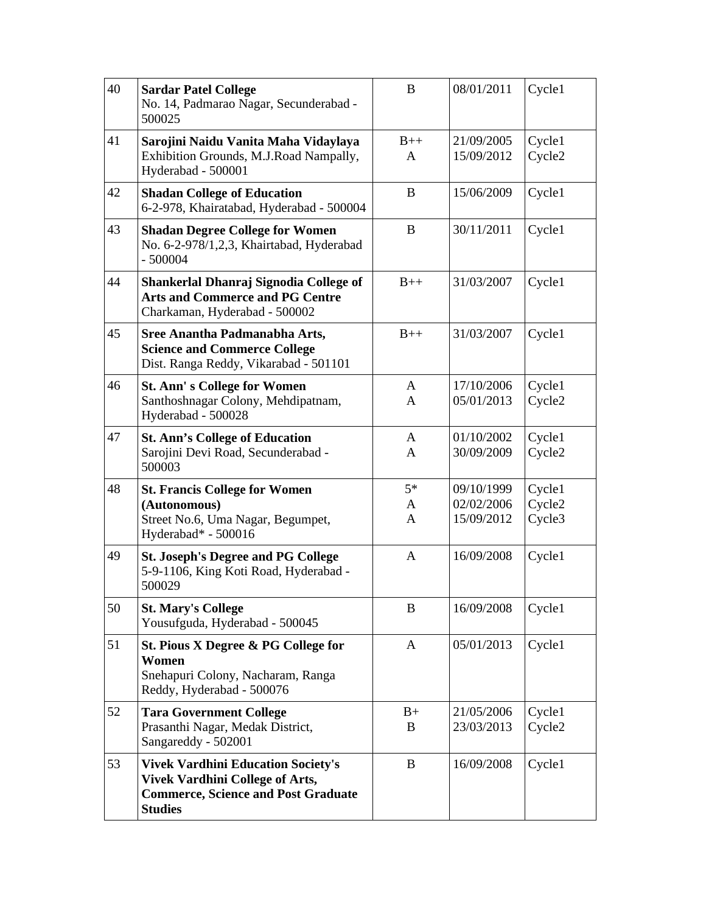| 40 | **Sardar Patel College**<br>No. 14, Padmarao Nagar, Secunderabad - 500025 | B | 08/01/2011 | Cycle1 |
|---|---|---|---|---|
| 41 | **Sarojini Naidu Vanita Maha Vidaylaya**<br>Exhibition Grounds, M.J.Road Nampally, Hyderabad - 500001 | B++<br>A | 21/09/2005<br>15/09/2012 | Cycle1<br>Cycle2 |
| 42 | **Shadan College of Education**<br>6-2-978, Khairatabad, Hyderabad - 500004 | B | 15/06/2009 | Cycle1 |
| 43 | **Shadan Degree College for Women**<br>No. 6-2-978/1,2,3, Khairtabad, Hyderabad - 500004 | B | 30/11/2011 | Cycle1 |
| 44 | **Shankerlal Dhanraj Signodia College of Arts and Commerce and PG Centre**<br>Charkaman, Hyderabad - 500002 | B++ | 31/03/2007 | Cycle1 |
| 45 | **Sree Anantha Padmanabha Arts, Science and Commerce College**<br>Dist. Ranga Reddy, Vikarabad - 501101 | B++ | 31/03/2007 | Cycle1 |
| 46 | **St. Ann' s College for Women**<br>Santhoshnagar Colony, Mehdipatnam, Hyderabad - 500028 | A<br>A | 17/10/2006<br>05/01/2013 | Cycle1<br>Cycle2 |
| 47 | **St. Ann's College of Education**<br>Sarojini Devi Road, Secunderabad - 500003 | A<br>A | 01/10/2002<br>30/09/2009 | Cycle1<br>Cycle2 |
| 48 | **St. Francis College for Women (Autonomous)**<br>Street No.6, Uma Nagar, Begumpet, Hyderabad* - 500016 | 5*<br>A<br>A | 09/10/1999<br>02/02/2006<br>15/09/2012 | Cycle1<br>Cycle2<br>Cycle3 |
| 49 | **St. Joseph's Degree and PG College**<br>5-9-1106, King Koti Road, Hyderabad - 500029 | A | 16/09/2008 | Cycle1 |
| 50 | **St. Mary's College**<br>Yousufguda, Hyderabad - 500045 | B | 16/09/2008 | Cycle1 |
| 51 | **St. Pious X Degree & PG College for Women**<br>Snehapuri Colony, Nacharam, Ranga Reddy, Hyderabad - 500076 | A | 05/01/2013 | Cycle1 |
| 52 | **Tara Government College**<br>Prasanthi Nagar, Medak District, Sangareddy - 502001 | B+<br>B | 21/05/2006<br>23/03/2013 | Cycle1<br>Cycle2 |
| 53 | **Vivek Vardhini Education Society's Vivek Vardhini College of Arts, Commerce, Science and Post Graduate Studies** | B | 16/09/2008 | Cycle1 |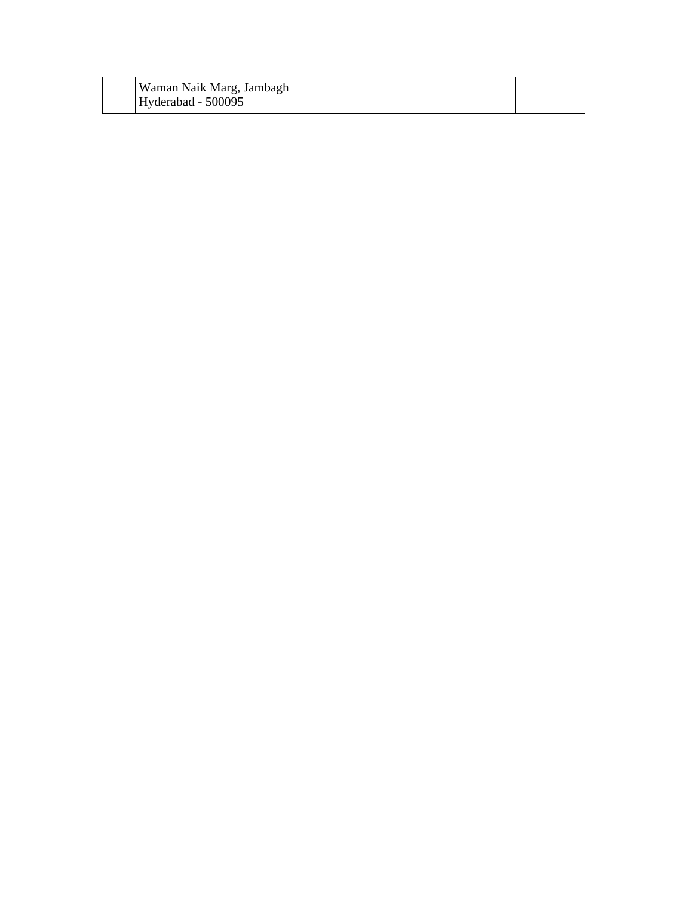| | | | | |
|---|---|---|---|---|
| | Waman Naik Marg, Jambagh<br>Hyderabad - 500095 | | | |